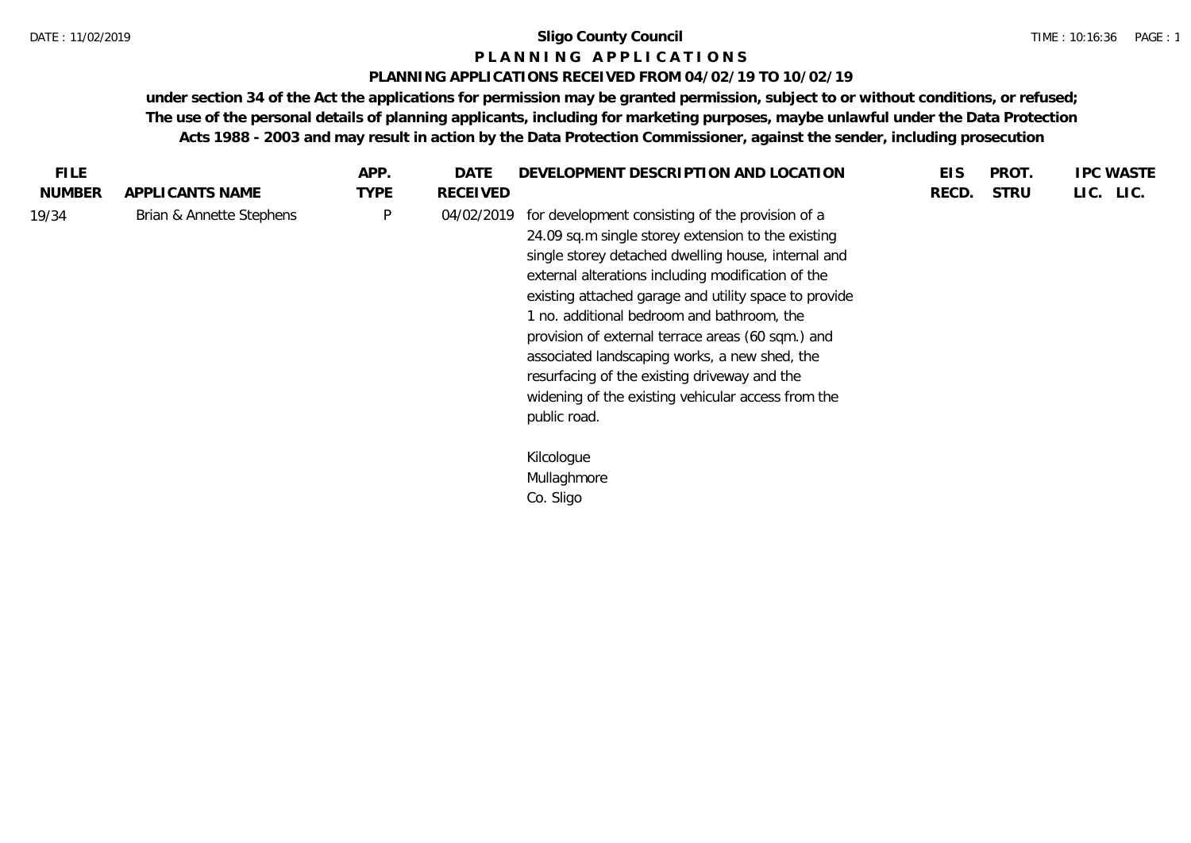# Sligo County Council

## P L A N N I N G   A P P L I C A T I O N S

### PLANNING APPLICATIONS RECEIVED FROM 04/02/19 TO 10/02/19

**under section 34 of the Act the applications for permission may be granted permission, subject to or without conditions, or refused; The use of the personal details of planning applicants, including for marketing purposes, maybe unlawful under the Data Protection Acts 1988 - 2003 and may result in action by the Data Protection Commissioner, against the sender, including prosecution**

| FILE NUMBER | APPLICANTS NAME | APP. TYPE | DATE RECEIVED | DEVELOPMENT DESCRIPTION AND LOCATION | EIS RECD. | PROT. STRU | IPC LIC. | WASTE LIC. |
|---|---|---|---|---|---|---|---|---|
| 19/34 | Brian & Annette Stephens | P | 04/02/2019 | for development consisting of the provision of a 24.09 sq.m single storey extension to the existing single storey detached dwelling house, internal and external alterations including modification of the existing attached garage and utility space to provide 1 no. additional bedroom and bathroom, the provision of external terrace areas (60 sqm.) and associated landscaping works, a new shed, the resurfacing of the existing driveway and the widening of the existing vehicular access from the public road.<br><br>Kilcologue<br>Mullaghmore<br>Co. Sligo | | | | |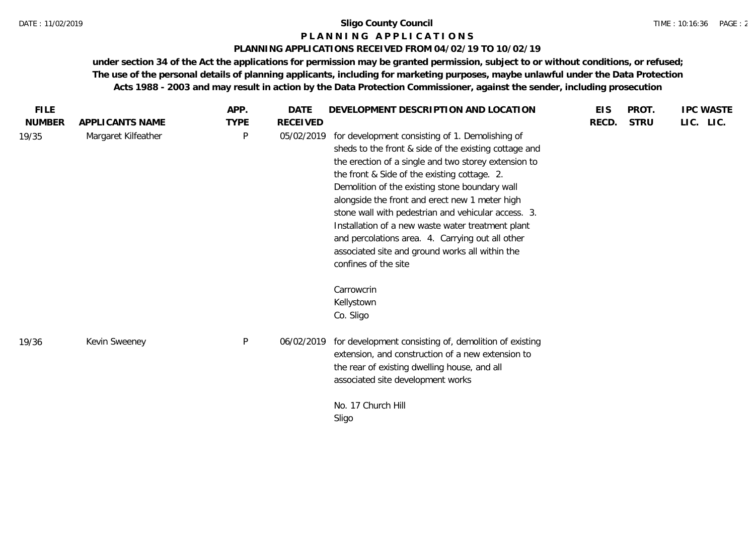**Sligo County Council**

**P L A N N I N G A P P L I C A T I O N S**

**PLANNING APPLICATIONS RECEIVED FROM 04/02/19 TO 10/02/19**

**under section 34 of the Act the applications for permission may be granted permission, subject to or without conditions, or refused; The use of the personal details of planning applicants, including for marketing purposes, maybe unlawful under the Data Protection Acts 1988 - 2003 and may result in action by the Data Protection Commissioner, against the sender, including prosecution**

| FILE NUMBER | APPLICANTS NAME | APP. TYPE | DATE RECEIVED | DEVELOPMENT DESCRIPTION AND LOCATION | EIS RECD. | PROT. STRU | IPC LIC. | WASTE LIC. |
|---|---|---|---|---|---|---|---|---|
| 19/35 | Margaret Kilfeather | P | 05/02/2019 | for development consisting of 1. Demolishing of sheds to the front & side of the existing cottage and the erection of a single and two storey extension to the front & Side of the existing cottage. 2. Demolition of the existing stone boundary wall alongside the front and erect new 1 meter high stone wall with pedestrian and vehicular access. 3. Installation of a new waste water treatment plant and percolations area. 4. Carrying out all other associated site and ground works all within the confines of the site<br><br>Carrowcrin<br>Kellystown<br>Co. Sligo | | | | |
| 19/36 | Kevin Sweeney | P | 06/02/2019 | for development consisting of, demolition of existing extension, and construction of a new extension to the rear of existing dwelling house, and all associated site development works<br><br>No. 17 Church Hill<br>Sligo | | | | |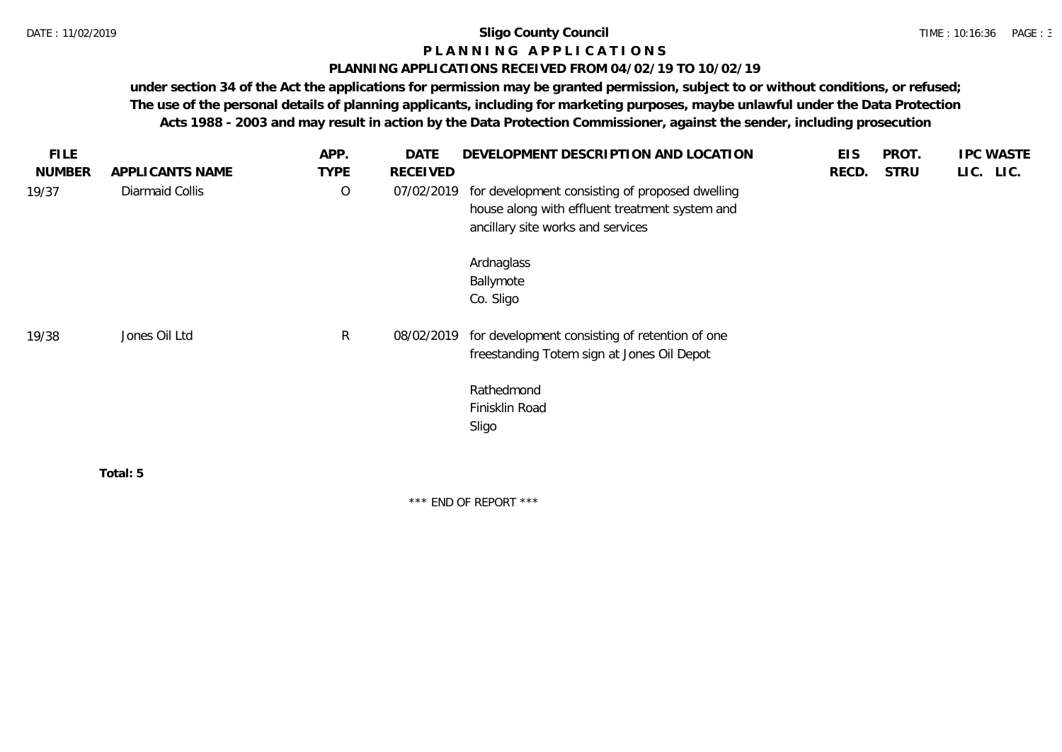# Sligo County Council

## P L A N N I N G   A P P L I C A T I O N S

### PLANNING APPLICATIONS RECEIVED FROM 04/02/19 TO 10/02/19

**under section 34 of the Act the applications for permission may be granted permission, subject to or without conditions, or refused; The use of the personal details of planning applicants, including for marketing purposes, maybe unlawful under the Data Protection Acts 1988 - 2003 and may result in action by the Data Protection Commissioner, against the sender, including prosecution**

| FILE NUMBER | APPLICANTS NAME | APP. TYPE | DATE RECEIVED | DEVELOPMENT DESCRIPTION AND LOCATION | EIS RECD. | PROT. STRU | IPC LIC. | WASTE LIC. |
|---|---|---|---|---|---|---|---|---|
| 19/37 | Diarmaid Collis | O | 07/02/2019 | for development consisting of proposed dwelling house along with effluent treatment system and ancillary site works and services<br><br>Ardnaglass<br>Ballymote<br>Co. Sligo | | | | |
| 19/38 | Jones Oil Ltd | R | 08/02/2019 | for development consisting of retention of one freestanding Totem sign at Jones Oil Depot<br><br>Rathedmond<br>Finisklin Road<br>Sligo | | | | |

**Total: 5**

\*\*\* END OF REPORT \*\*\*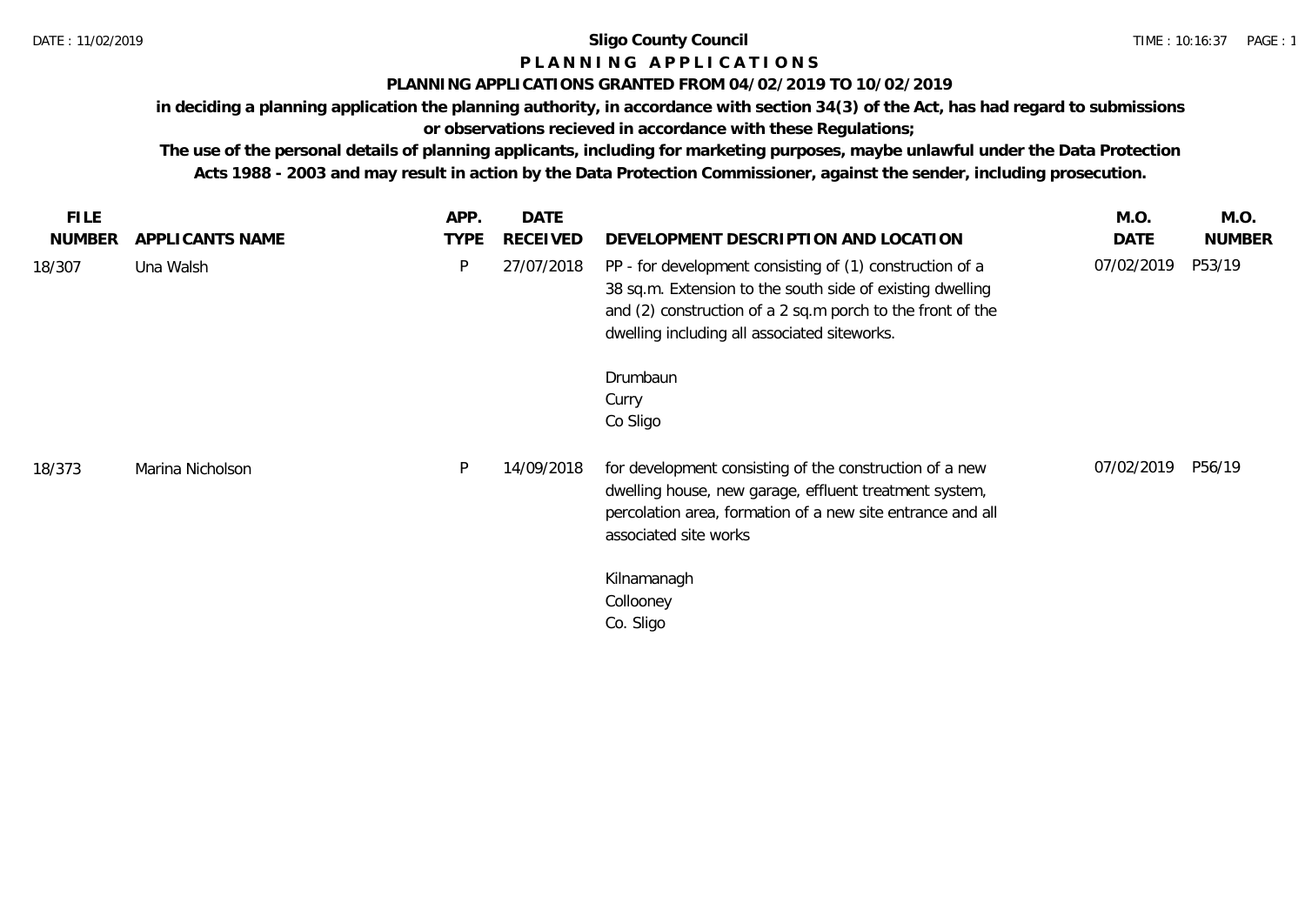# Sligo County Council

## P L A N N I N G   A P P L I C A T I O N S

### PLANNING APPLICATIONS GRANTED FROM 04/02/2019 TO 10/02/2019

**in deciding a planning application the planning authority, in accordance with section 34(3) of the Act, has had regard to submissions or observations recieved in accordance with these Regulations;**

**The use of the personal details of planning applicants, including for marketing purposes, maybe unlawful under the Data Protection Acts 1988 - 2003 and may result in action by the Data Protection Commissioner, against the sender, including prosecution.**

| FILE NUMBER | APPLICANTS NAME | APP. TYPE | DATE RECEIVED | DEVELOPMENT DESCRIPTION AND LOCATION | M.O. DATE | M.O. NUMBER |
|---|---|---|---|---|---|---|
| 18/307 | Una Walsh | P | 27/07/2018 | PP - for development consisting of (1) construction of a 38 sq.m. Extension to the south side of existing dwelling and (2) construction of a 2 sq.m porch to the front of the dwelling including all associated siteworks.<br><br>Drumbaun<br>Curry<br>Co Sligo | 07/02/2019 | P53/19 |
| 18/373 | Marina Nicholson | P | 14/09/2018 | for development consisting of the construction of a new dwelling house, new garage, effluent treatment system, percolation area, formation of a new site entrance and all associated site works<br><br>Kilnamanagh<br>Collooney<br>Co. Sligo | 07/02/2019 | P56/19 |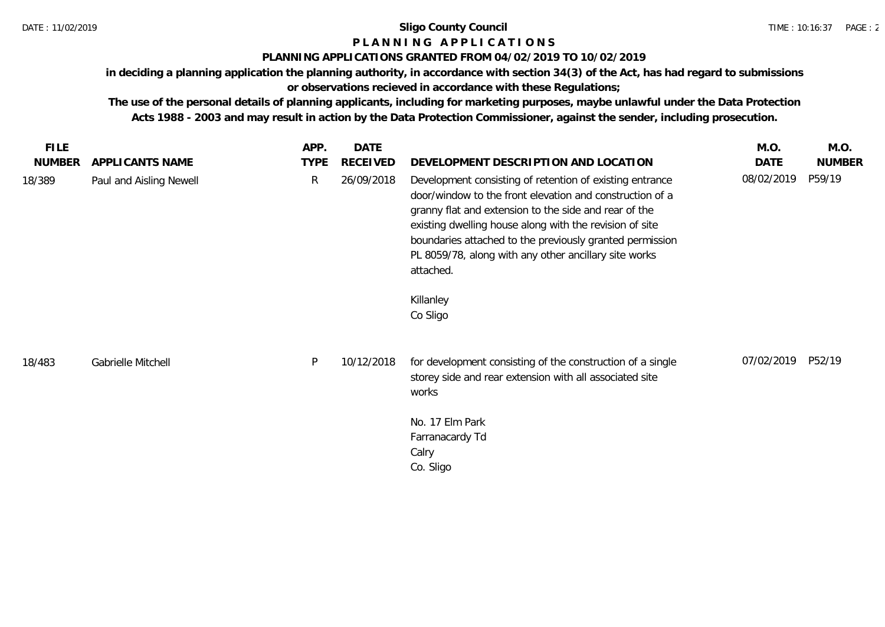# Sligo County Council

## PLANNING APPLICATIONS

### PLANNING APPLICATIONS GRANTED FROM 04/02/2019 TO 10/02/2019

**in deciding a planning application the planning authority, in accordance with section 34(3) of the Act, has had regard to submissions or observations recieved in accordance with these Regulations;**

**The use of the personal details of planning applicants, including for marketing purposes, maybe unlawful under the Data Protection Acts 1988 - 2003 and may result in action by the Data Protection Commissioner, against the sender, including prosecution.**

| FILE NUMBER | APPLICANTS NAME | APP. TYPE | DATE RECEIVED | DEVELOPMENT DESCRIPTION AND LOCATION | M.O. DATE | M.O. NUMBER |
|---|---|---|---|---|---|---|
| 18/389 | Paul and Aisling Newell | R | 26/09/2018 | Development consisting of retention of existing entrance door/window to the front elevation and construction of a granny flat and extension to the side and rear of the existing dwelling house along with the revision of site boundaries attached to the previously granted permission PL 8059/78, along with any other ancillary site works attached.<br><br>Killanley<br>Co Sligo | 08/02/2019 | P59/19 |
| 18/483 | Gabrielle Mitchell | P | 10/12/2018 | for development consisting of the construction of a single storey side and rear extension with all associated site works<br><br>No. 17 Elm Park<br>Farranacardy Td<br>Calry<br>Co. Sligo | 07/02/2019 | P52/19 |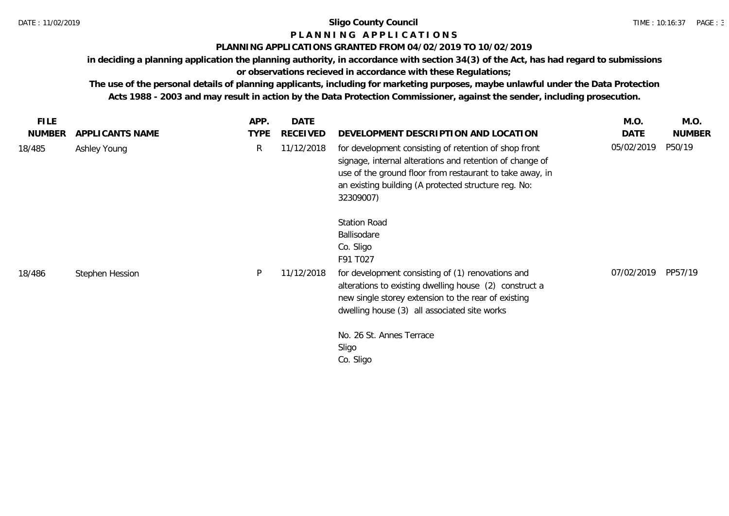**Sligo County Council**

**P L A N N I N G   A P P L I C A T I O N S**

**PLANNING APPLICATIONS GRANTED FROM 04/02/2019 TO 10/02/2019**

**in deciding a planning application the planning authority, in accordance with section 34(3) of the Act, has had regard to submissions or observations recieved in accordance with these Regulations;**

**The use of the personal details of planning applicants, including for marketing purposes, maybe unlawful under the Data Protection Acts 1988 - 2003 and may result in action by the Data Protection Commissioner, against the sender, including prosecution.**

| FILE NUMBER | APPLICANTS NAME | APP. TYPE | DATE RECEIVED | DEVELOPMENT DESCRIPTION AND LOCATION | M.O. DATE | M.O. NUMBER |
|---|---|---|---|---|---|---|
| 18/485 | Ashley Young | R | 11/12/2018 | for development consisting of retention of shop front signage, internal alterations and retention of change of use of the ground floor from restaurant to take away, in an existing building (A protected structure reg. No: 32309007)<br><br>Station Road<br>Ballisodare<br>Co. Sligo<br>F91 T027 | 05/02/2019 | P50/19 |
| 18/486 | Stephen Hession | P | 11/12/2018 | for development consisting of (1) renovations and alterations to existing dwelling house (2) construct a new single storey extension to the rear of existing dwelling house (3) all associated site works<br><br>No. 26 St. Annes Terrace<br>Sligo<br>Co. Sligo | 07/02/2019 | PP57/19 |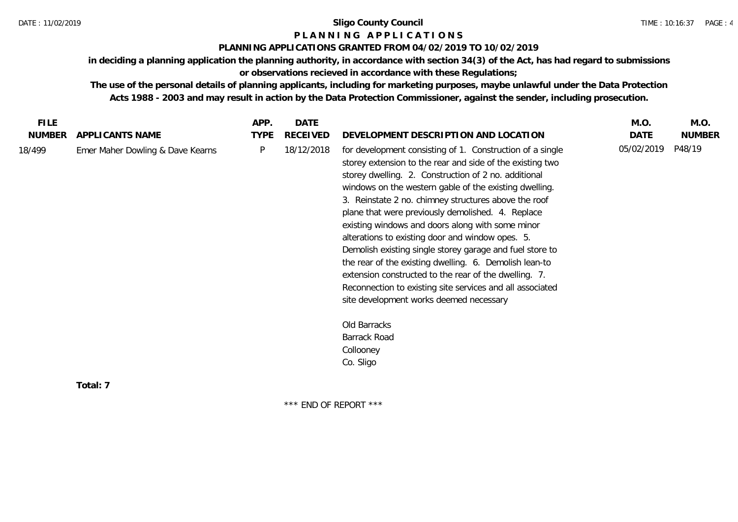# Sligo County Council

## PLANNING APPLICATIONS

### PLANNING APPLICATIONS GRANTED FROM 04/02/2019 TO 10/02/2019

**in deciding a planning application the planning authority, in accordance with section 34(3) of the Act, has had regard to submissions or observations recieved in accordance with these Regulations;**

**The use of the personal details of planning applicants, including for marketing purposes, maybe unlawful under the Data Protection Acts 1988 - 2003 and may result in action by the Data Protection Commissioner, against the sender, including prosecution.**

| FILE NUMBER | APPLICANTS NAME | APP. TYPE | DATE RECEIVED | DEVELOPMENT DESCRIPTION AND LOCATION | M.O. DATE | M.O. NUMBER |
|---|---|---|---|---|---|---|
| 18/499 | Emer Maher Dowling & Dave Kearns | P | 18/12/2018 | for development consisting of 1. Construction of a single storey extension to the rear and side of the existing two storey dwelling. 2. Construction of 2 no. additional windows on the western gable of the existing dwelling. 3. Reinstate 2 no. chimney structures above the roof plane that were previously demolished. 4. Replace existing windows and doors along with some minor alterations to existing door and window opes. 5. Demolish existing single storey garage and fuel store to the rear of the existing dwelling. 6. Demolish lean-to extension constructed to the rear of the dwelling. 7. Reconnection to existing site services and all associated site development works deemed necessary<br><br>Old Barracks<br>Barrack Road<br>Collooney<br>Co. Sligo | 05/02/2019 | P48/19 |

**Total: 7**

\*\*\* END OF REPORT \*\*\*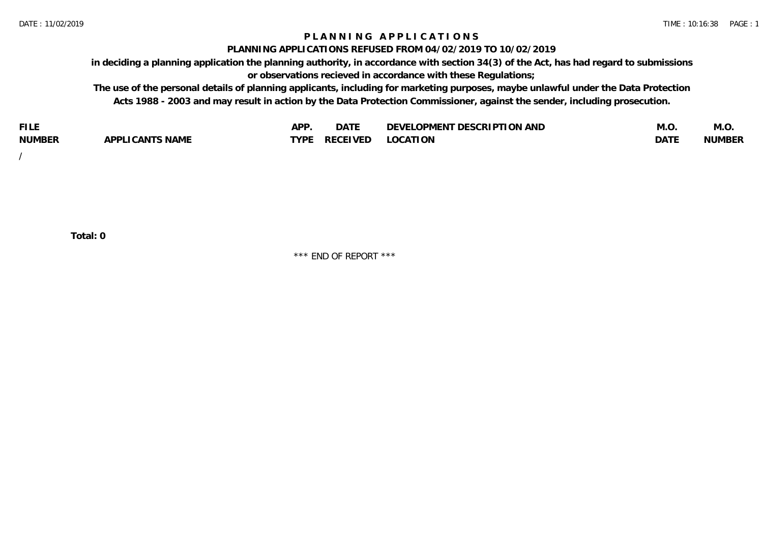# P L A N N I N G   A P P L I C A T I O N S

## PLANNING APPLICATIONS REFUSED FROM 04/02/2019 TO 10/02/2019

**in deciding a planning application the planning authority, in accordance with section 34(3) of the Act, has had regard to submissions or observations recieved in accordance with these Regulations;**

**The use of the personal details of planning applicants, including for marketing purposes, maybe unlawful under the Data Protection Acts 1988 - 2003 and may result in action by the Data Protection Commissioner, against the sender, including prosecution.**

| FILE NUMBER | APPLICANTS NAME | APP. TYPE | DATE RECEIVED | DEVELOPMENT DESCRIPTION AND LOCATION | M.O. DATE | M.O. NUMBER |
|---|---|---|---|---|---|---|
| / | | | | | | |

**Total: 0**

\*\*\* END OF REPORT \*\*\*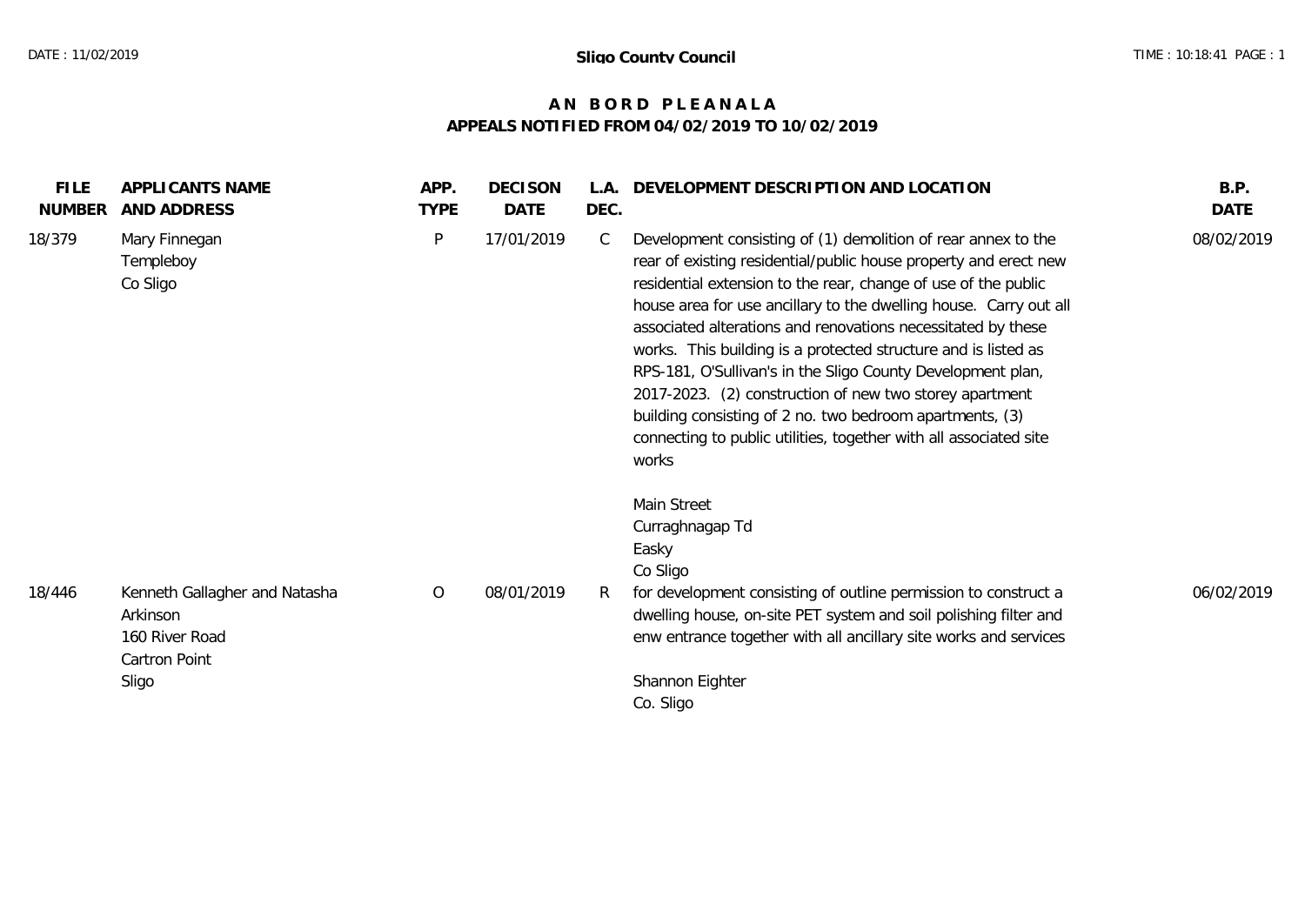**Sligo County Council**

# AN BORD PLEANALA

## APPEALS NOTIFIED FROM 04/02/2019 TO 10/02/2019

| FILE NUMBER | APPLICANTS NAME AND ADDRESS | APP. TYPE | DECISON DATE | L.A. DEC. | DEVELOPMENT DESCRIPTION AND LOCATION | B.P. DATE |
|---|---|---|---|---|---|---|
| 18/379 | Mary Finnegan<br>Templeboy<br>Co Sligo | P | 17/01/2019 | C | Development consisting of (1) demolition of rear annex to the rear of existing residential/public house property and erect new residential extension to the rear, change of use of the public house area for use ancillary to the dwelling house. Carry out all associated alterations and renovations necessitated by these works. This building is a protected structure and is listed as RPS-181, O'Sullivan's in the Sligo County Development plan, 2017-2023. (2) construction of new two storey apartment building consisting of 2 no. two bedroom apartments, (3) connecting to public utilities, together with all associated site works<br><br>Main Street<br>Curraghnagap Td<br>Easky<br>Co Sligo | 08/02/2019 |
| 18/446 | Kenneth Gallagher and Natasha Arkinson<br>160 River Road<br>Cartron Point<br>Sligo | O | 08/01/2019 | R | for development consisting of outline permission to construct a dwelling house, on-site PET system and soil polishing filter and enw entrance together with all ancillary site works and services<br><br>Shannon Eighter<br>Co. Sligo | 06/02/2019 |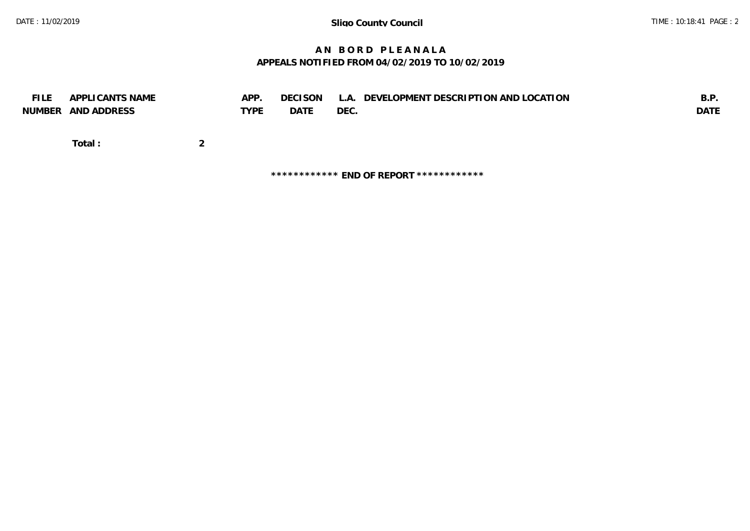# A N  B O R D  P L E A N A L A

## APPEALS NOTIFIED FROM 04/02/2019 TO 10/02/2019

| FILE NUMBER | APPLICANTS NAME AND ADDRESS | APP. TYPE | DECISON DATE | L.A. DEC. | DEVELOPMENT DESCRIPTION AND LOCATION | B.P. DATE |
|---|---|---|---|---|---|---|

**Total :** **2**

**\*\*\*\*\*\*\*\*\*\*\*\* END OF REPORT \*\*\*\*\*\*\*\*\*\*\*\***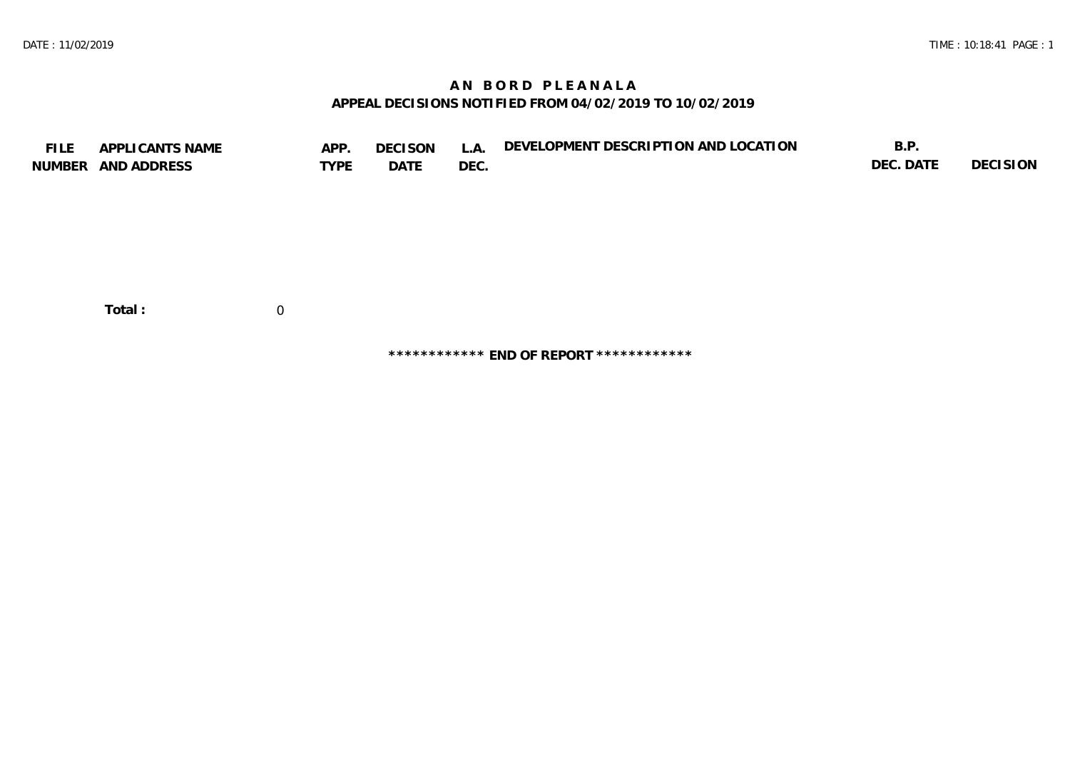# AN BORD PLEANALA

## APPEAL DECISIONS NOTIFIED FROM 04/02/2019 TO 10/02/2019

| FILE NUMBER | APPLICANTS NAME AND ADDRESS | APP. TYPE | DECISON DATE | L.A. DEC. | DEVELOPMENT DESCRIPTION AND LOCATION | B.P. DEC. DATE | DECISION |
|---|---|---|---|---|---|---|---|

**Total :** 0

************ **END OF REPORT** ************